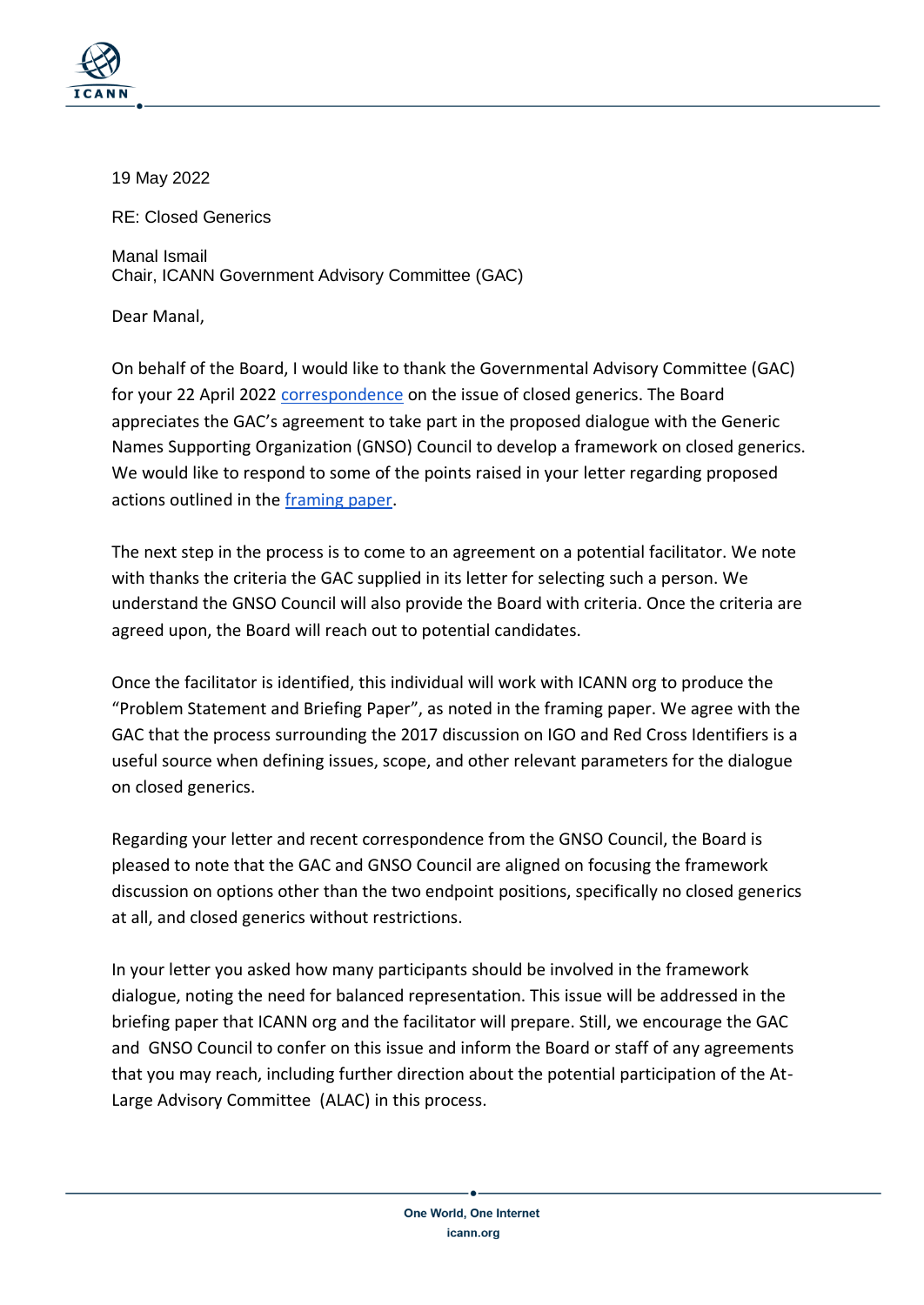19 May 2022

RE: Closed Generics

Manal Ismail
Chair, ICANN Government Advisory Committee (GAC)

Dear Manal,

On behalf of the Board, I would like to thank the Governmental Advisory Committee (GAC) for your 22 April 2022 [correspondence](correspondence) on the issue of closed generics. The Board appreciates the GAC's agreement to take part in the proposed dialogue with the Generic Names Supporting Organization (GNSO) Council to develop a framework on closed generics. We would like to respond to some of the points raised in your letter regarding proposed actions outlined in the [framing paper](framing paper).

The next step in the process is to come to an agreement on a potential facilitator. We note with thanks the criteria the GAC supplied in its letter for selecting such a person. We understand the GNSO Council will also provide the Board with criteria. Once the criteria are agreed upon, the Board will reach out to potential candidates.

Once the facilitator is identified, this individual will work with ICANN org to produce the "Problem Statement and Briefing Paper", as noted in the framing paper. We agree with the GAC that the process surrounding the 2017 discussion on IGO and Red Cross Identifiers is a useful source when defining issues, scope, and other relevant parameters for the dialogue on closed generics.

Regarding your letter and recent correspondence from the GNSO Council, the Board is pleased to note that the GAC and GNSO Council are aligned on focusing the framework discussion on options other than the two endpoint positions, specifically no closed generics at all, and closed generics without restrictions.

In your letter you asked how many participants should be involved in the framework dialogue, noting the need for balanced representation. This issue will be addressed in the briefing paper that ICANN org and the facilitator will prepare. Still, we encourage the GAC and GNSO Council to confer on this issue and inform the Board or staff of any agreements that you may reach, including further direction about the potential participation of the At-Large Advisory Committee (ALAC) in this process.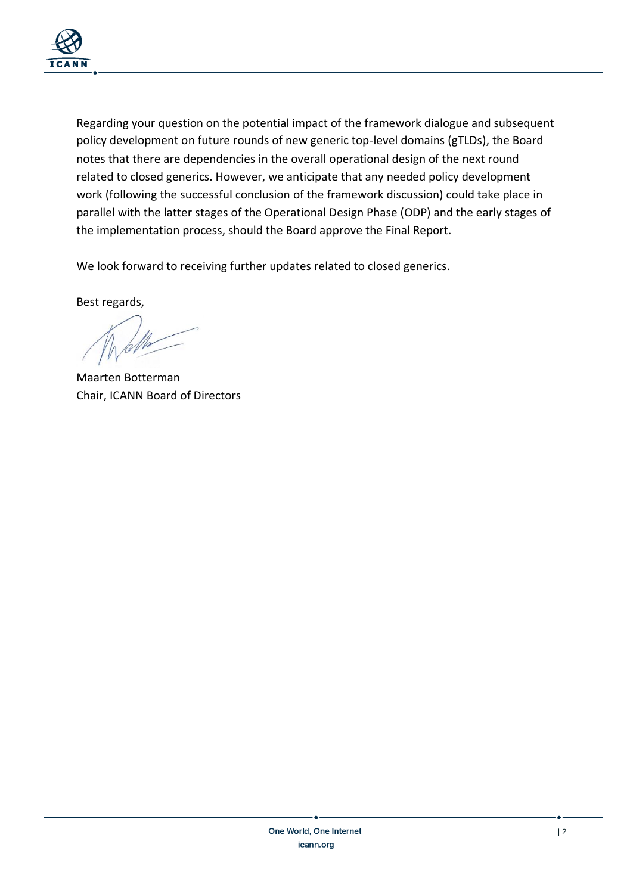Regarding your question on the potential impact of the framework dialogue and subsequent policy development on future rounds of new generic top-level domains (gTLDs), the Board notes that there are dependencies in the overall operational design of the next round related to closed generics. However, we anticipate that any needed policy development work (following the successful conclusion of the framework discussion) could take place in parallel with the latter stages of the Operational Design Phase (ODP) and the early stages of the implementation process, should the Board approve the Final Report.

We look forward to receiving further updates related to closed generics.

Best regards,

Maarten Botterman
Chair, ICANN Board of Directors